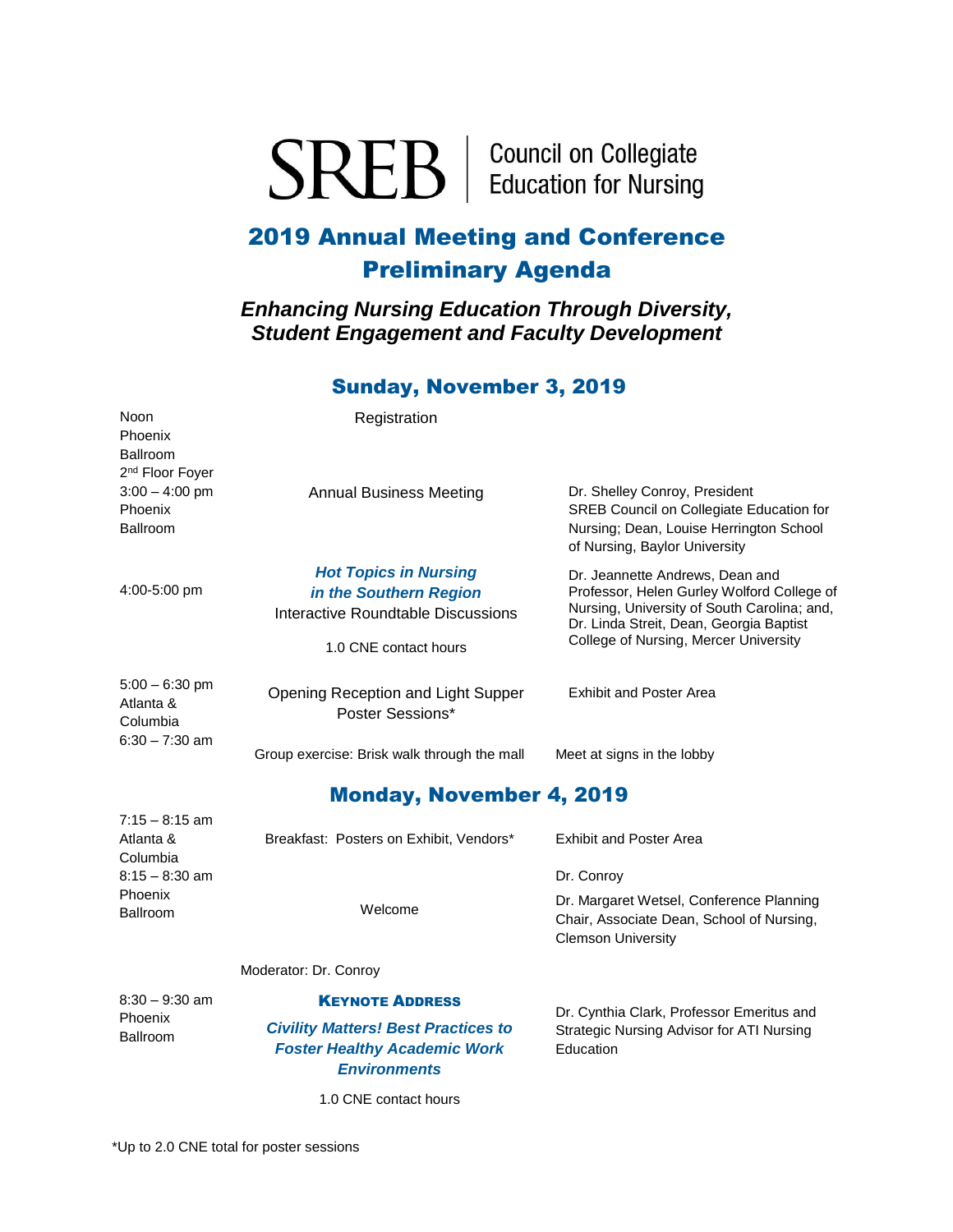SREB | Council on Collegiate Education for Nursing

# 2019 Annual Meeting and Conference Preliminary Agenda

***Enhancing Nursing Education Through Diversity, Student Engagement and Faculty Development***

## Sunday, November 3, 2019

| Time / Location | Session | Speaker / Location |
|---|---|---|
| Noon<br>Phoenix Ballroom 2nd Floor Foyer | Registration | |
| 3:00 – 4:00 pm<br>Phoenix Ballroom | Annual Business Meeting | Dr. Shelley Conroy, President SREB Council on Collegiate Education for Nursing; Dean, Louise Herrington School of Nursing, Baylor University |
| 4:00-5:00 pm | ***Hot Topics in Nursing in the Southern Region***<br>Interactive Roundtable Discussions<br>1.0 CNE contact hours | Dr. Jeannette Andrews, Dean and Professor, Helen Gurley Wolford College of Nursing, University of South Carolina; and, Dr. Linda Streit, Dean, Georgia Baptist College of Nursing, Mercer University |
| 5:00 – 6:30 pm<br>Atlanta & Columbia | Opening Reception and Light Supper<br>Poster Sessions* | Exhibit and Poster Area |
| 6:30 – 7:30 am | Group exercise: Brisk walk through the mall | Meet at signs in the lobby |

## Monday, November 4, 2019

| Time / Location | Session | Speaker / Location |
|---|---|---|
| 7:15 – 8:15 am<br>Atlanta & Columbia | Breakfast: Posters on Exhibit, Vendors* | Exhibit and Poster Area |
| 8:15 – 8:30 am<br>Phoenix Ballroom | Welcome | Dr. Conroy<br>Dr. Margaret Wetsel, Conference Planning Chair, Associate Dean, School of Nursing, Clemson University |
| | Moderator: Dr. Conroy | |
| 8:30 – 9:30 am<br>Phoenix Ballroom | **KEYNOTE ADDRESS**<br>***Civility Matters! Best Practices to Foster Healthy Academic Work Environments***<br>1.0 CNE contact hours | Dr. Cynthia Clark, Professor Emeritus and Strategic Nursing Advisor for ATI Nursing Education |

*Up to 2.0 CNE total for poster sessions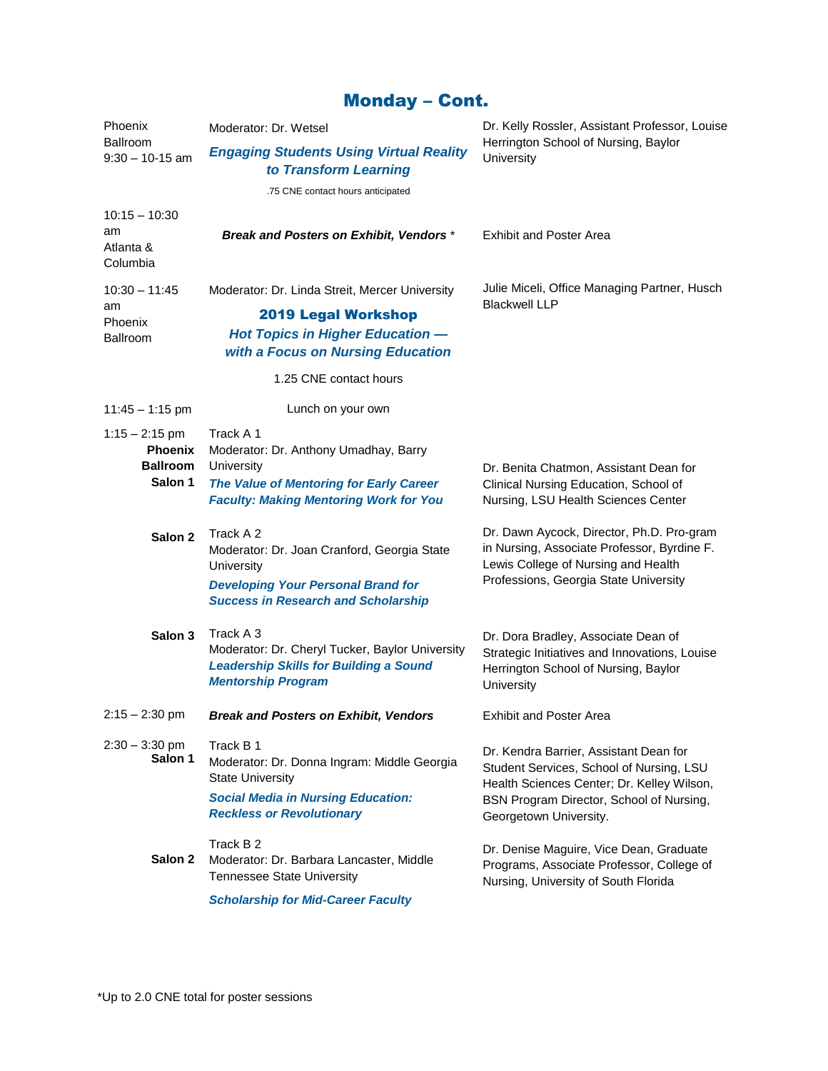## Monday – Cont.

| Time / Location | Session | Presenter |
|---|---|---|
| Phoenix Ballroom<br>9:30 – 10-15 am | Moderator: Dr. Wetsel<br>***Engaging Students Using Virtual Reality to Transform Learning***<br>.75 CNE contact hours anticipated | Dr. Kelly Rossler, Assistant Professor, Louise Herrington School of Nursing, Baylor University |
| 10:15 – 10:30 am<br>Atlanta & Columbia | ***Break and Posters on Exhibit, Vendors*** * | Exhibit and Poster Area |
| 10:30 – 11:45 am<br>Phoenix Ballroom | Moderator: Dr. Linda Streit, Mercer University<br>**2019 Legal Workshop**<br>***Hot Topics in Higher Education — with a Focus on Nursing Education***<br>1.25 CNE contact hours | Julie Miceli, Office Managing Partner, Husch Blackwell LLP |
| 11:45 – 1:15 pm | Lunch on your own | |
| 1:15 – 2:15 pm<br>**Phoenix Ballroom Salon 1** | Track A 1<br>Moderator: Dr. Anthony Umadhay, Barry University<br>***The Value of Mentoring for Early Career Faculty: Making Mentoring Work for You*** | Dr. Benita Chatmon, Assistant Dean for Clinical Nursing Education, School of Nursing, LSU Health Sciences Center |
| **Salon 2** | Track A 2<br>Moderator: Dr. Joan Cranford, Georgia State University<br>***Developing Your Personal Brand for Success in Research and Scholarship*** | Dr. Dawn Aycock, Director, Ph.D. Pro-gram in Nursing, Associate Professor, Byrdine F. Lewis College of Nursing and Health Professions, Georgia State University |
| **Salon 3** | Track A 3<br>Moderator: Dr. Cheryl Tucker, Baylor University<br>***Leadership Skills for Building a Sound Mentorship Program*** | Dr. Dora Bradley, Associate Dean of Strategic Initiatives and Innovations, Louise Herrington School of Nursing, Baylor University |
| 2:15 – 2:30 pm | ***Break and Posters on Exhibit, Vendors*** | Exhibit and Poster Area |
| 2:30 – 3:30 pm<br>**Salon 1** | Track B 1<br>Moderator: Dr. Donna Ingram: Middle Georgia State University<br>***Social Media in Nursing Education: Reckless or Revolutionary*** | Dr. Kendra Barrier, Assistant Dean for Student Services, School of Nursing, LSU Health Sciences Center; Dr. Kelley Wilson, BSN Program Director, School of Nursing, Georgetown University. |
| **Salon 2** | Track B 2<br>Moderator: Dr. Barbara Lancaster, Middle Tennessee State University<br>***Scholarship for Mid-Career Faculty*** | Dr. Denise Maguire, Vice Dean, Graduate Programs, Associate Professor, College of Nursing, University of South Florida |

*Up to 2.0 CNE total for poster sessions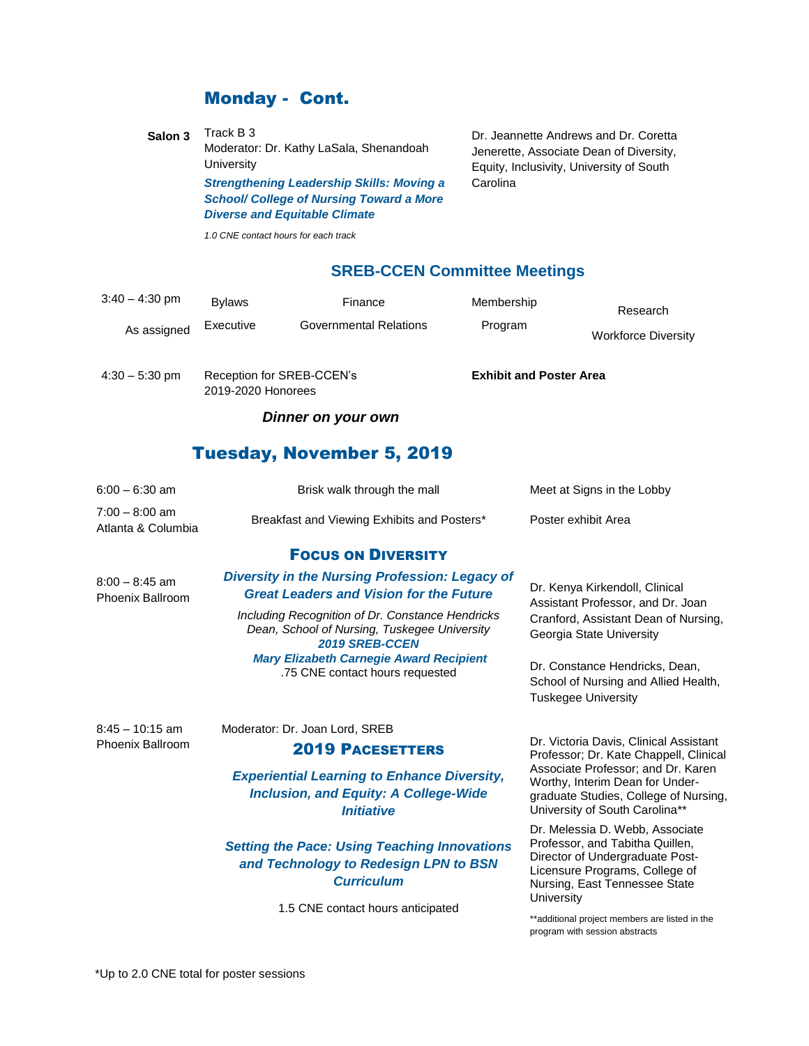## Monday - Cont.

**Salon 3** Track B 3
Moderator: Dr. Kathy LaSala, Shenandoah University

***Strengthening Leadership Skills: Moving a School/ College of Nursing Toward a More Diverse and Equitable Climate***

Dr. Jeannette Andrews and Dr. Coretta Jenerette, Associate Dean of Diversity, Equity, Inclusivity, University of South Carolina

*1.0 CNE contact hours for each track*

### SREB-CCEN Committee Meetings

| | | | | |
|---|---|---|---|---|
| 3:40 – 4:30 pm | Bylaws | Finance | Membership | Research |
| As assigned | Executive | Governmental Relations | Program | Workforce Diversity |

4:30 – 5:30 pm — Reception for SREB-CCEN's 2019-2020 Honorees — **Exhibit and Poster Area**

***Dinner on your own***

## Tuesday, November 5, 2019

| | | |
|---|---|---|
| 6:00 – 6:30 am | Brisk walk through the mall | Meet at Signs in the Lobby |
| 7:00 – 8:00 am Atlanta & Columbia | Breakfast and Viewing Exhibits and Posters* | Poster exhibit Area |

### Focus on Diversity

**8:00 – 8:45 am**
Phoenix Ballroom

***Diversity in the Nursing Profession: Legacy of Great Leaders and Vision for the Future***

*Including Recognition of Dr. Constance Hendricks Dean, School of Nursing, Tuskegee University*
***2019 SREB-CCEN Mary Elizabeth Carnegie Award Recipient***
.75 CNE contact hours requested

Dr. Kenya Kirkendoll, Clinical Assistant Professor, and Dr. Joan Cranford, Assistant Dean of Nursing, Georgia State University

Dr. Constance Hendricks, Dean, School of Nursing and Allied Health, Tuskegee University

**8:45 – 10:15 am**
Phoenix Ballroom

Moderator: Dr. Joan Lord, SREB

### 2019 Pacesetters

***Experiential Learning to Enhance Diversity, Inclusion, and Equity: A College-Wide Initiative***

Dr. Victoria Davis, Clinical Assistant Professor; Dr. Kate Chappell, Clinical Associate Professor; and Dr. Karen Worthy, Interim Dean for Under-graduate Studies, College of Nursing, University of South Carolina**

***Setting the Pace: Using Teaching Innovations and Technology to Redesign LPN to BSN Curriculum***

Dr. Melessia D. Webb, Associate Professor, and Tabitha Quillen, Director of Undergraduate Post-Licensure Programs, College of Nursing, East Tennessee State University

1.5 CNE contact hours anticipated

**additional project members are listed in the program with session abstracts

*Up to 2.0 CNE total for poster sessions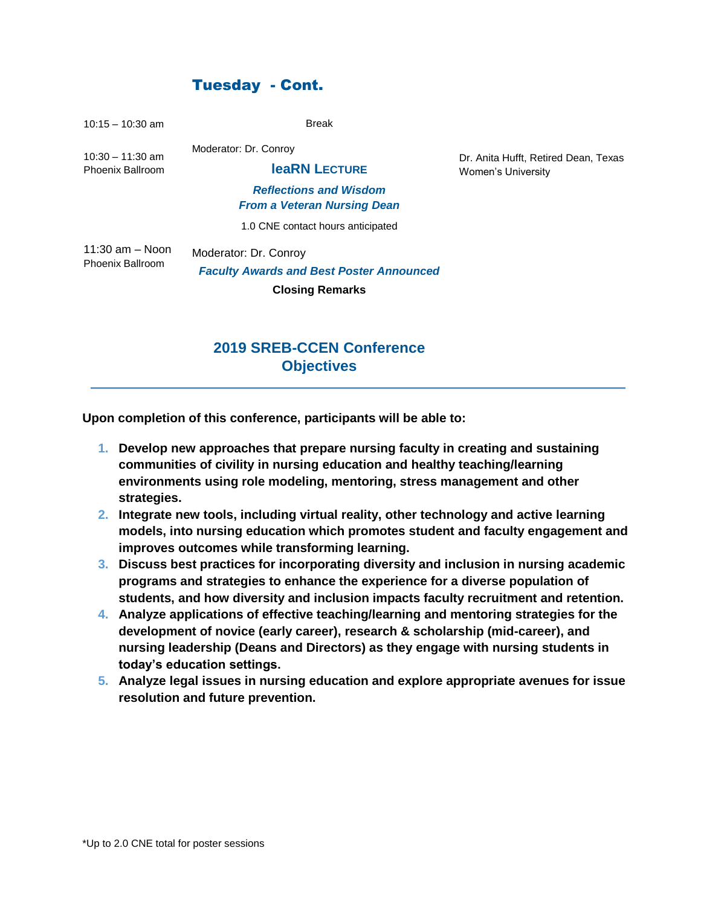## Tuesday - Cont.

| | | |
|---|---|---|
| 10:15 – 10:30 am | Break | |
| 10:30 – 11:30 am<br>Phoenix Ballroom | Moderator: Dr. Conroy<br>**leaRN LECTURE**<br>***Reflections and Wisdom From a Veteran Nursing Dean***<br>1.0 CNE contact hours anticipated | Dr. Anita Hufft, Retired Dean, Texas Women's University |
| 11:30 am – Noon<br>Phoenix Ballroom | Moderator: Dr. Conroy<br>***Faculty Awards and Best Poster Announced***<br>**Closing Remarks** | |

## 2019 SREB-CCEN Conference Objectives

**Upon completion of this conference, participants will be able to:**

1. **Develop new approaches that prepare nursing faculty in creating and sustaining communities of civility in nursing education and healthy teaching/learning environments using role modeling, mentoring, stress management and other strategies.**
2. **Integrate new tools, including virtual reality, other technology and active learning models, into nursing education which promotes student and faculty engagement and improves outcomes while transforming learning.**
3. **Discuss best practices for incorporating diversity and inclusion in nursing academic programs and strategies to enhance the experience for a diverse population of students, and how diversity and inclusion impacts faculty recruitment and retention.**
4. **Analyze applications of effective teaching/learning and mentoring strategies for the development of novice (early career), research & scholarship (mid-career), and nursing leadership (Deans and Directors) as they engage with nursing students in today's education settings.**
5. **Analyze legal issues in nursing education and explore appropriate avenues for issue resolution and future prevention.**

*Up to 2.0 CNE total for poster sessions